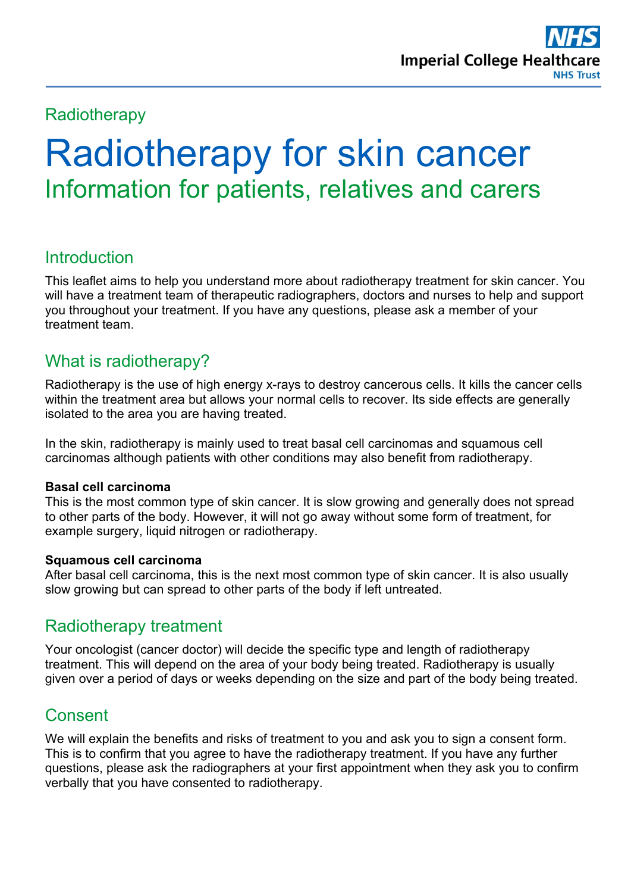Radiotherapy

# Radiotherapy for skin cancer

## Information for patients, relatives and carers

## Introduction

This leaflet aims to help you understand more about radiotherapy treatment for skin cancer. You will have a treatment team of therapeutic radiographers, doctors and nurses to help and support you throughout your treatment. If you have any questions, please ask a member of your treatment team.

## What is radiotherapy?

Radiotherapy is the use of high energy x-rays to destroy cancerous cells. It kills the cancer cells within the treatment area but allows your normal cells to recover. Its side effects are generally isolated to the area you are having treated.

In the skin, radiotherapy is mainly used to treat basal cell carcinomas and squamous cell carcinomas although patients with other conditions may also benefit from radiotherapy.

**Basal cell carcinoma**
This is the most common type of skin cancer. It is slow growing and generally does not spread to other parts of the body. However, it will not go away without some form of treatment, for example surgery, liquid nitrogen or radiotherapy.

**Squamous cell carcinoma**
After basal cell carcinoma, this is the next most common type of skin cancer. It is also usually slow growing but can spread to other parts of the body if left untreated.

## Radiotherapy treatment

Your oncologist (cancer doctor) will decide the specific type and length of radiotherapy treatment. This will depend on the area of your body being treated. Radiotherapy is usually given over a period of days or weeks depending on the size and part of the body being treated.

## Consent

We will explain the benefits and risks of treatment to you and ask you to sign a consent form. This is to confirm that you agree to have the radiotherapy treatment. If you have any further questions, please ask the radiographers at your first appointment when they ask you to confirm verbally that you have consented to radiotherapy.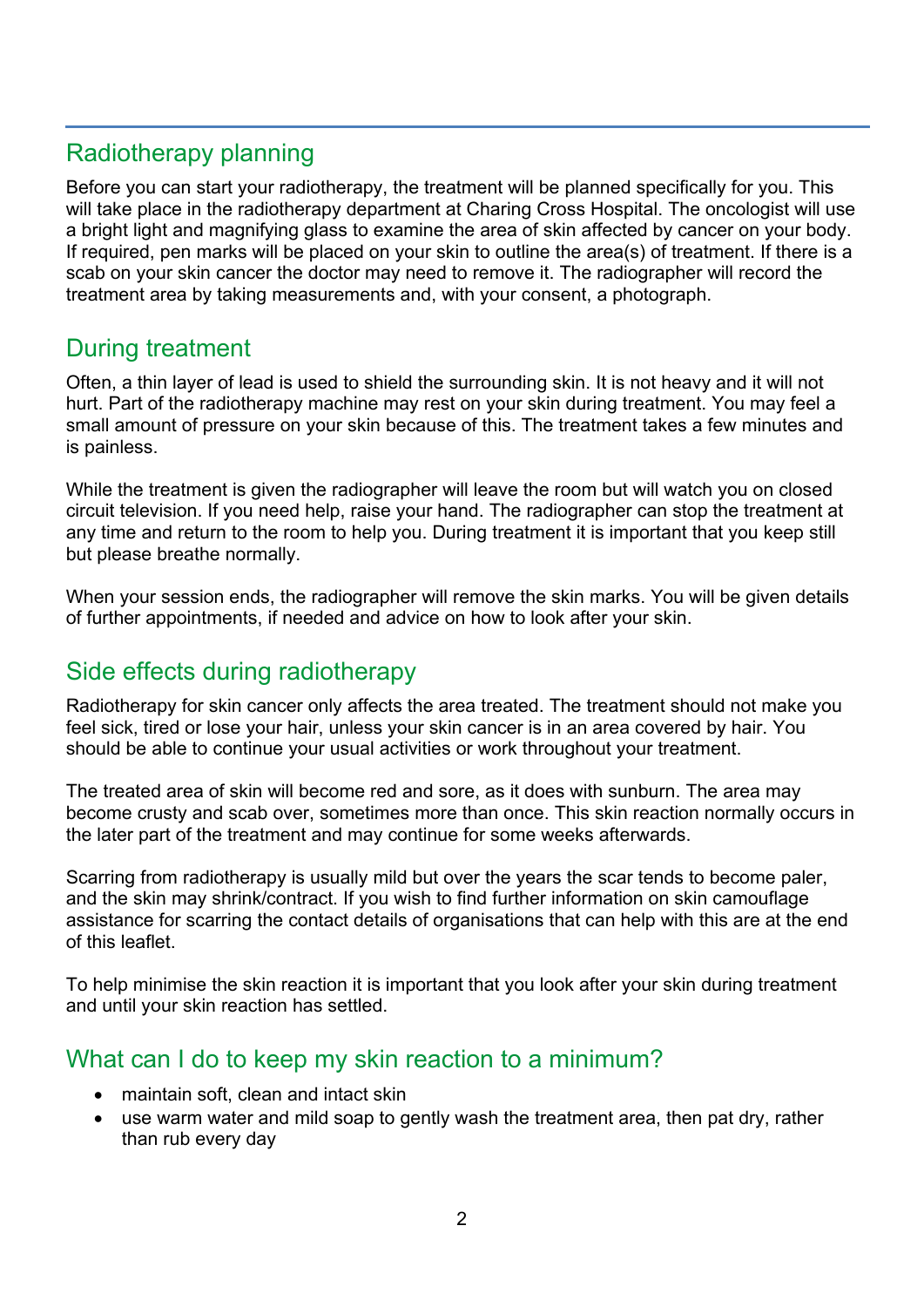## Radiotherapy planning

Before you can start your radiotherapy, the treatment will be planned specifically for you. This will take place in the radiotherapy department at Charing Cross Hospital. The oncologist will use a bright light and magnifying glass to examine the area of skin affected by cancer on your body. If required, pen marks will be placed on your skin to outline the area(s) of treatment. If there is a scab on your skin cancer the doctor may need to remove it. The radiographer will record the treatment area by taking measurements and, with your consent, a photograph.

## During treatment

Often, a thin layer of lead is used to shield the surrounding skin. It is not heavy and it will not hurt. Part of the radiotherapy machine may rest on your skin during treatment. You may feel a small amount of pressure on your skin because of this. The treatment takes a few minutes and is painless.

While the treatment is given the radiographer will leave the room but will watch you on closed circuit television. If you need help, raise your hand. The radiographer can stop the treatment at any time and return to the room to help you. During treatment it is important that you keep still but please breathe normally.

When your session ends, the radiographer will remove the skin marks. You will be given details of further appointments, if needed and advice on how to look after your skin.

## Side effects during radiotherapy

Radiotherapy for skin cancer only affects the area treated. The treatment should not make you feel sick, tired or lose your hair, unless your skin cancer is in an area covered by hair. You should be able to continue your usual activities or work throughout your treatment.

The treated area of skin will become red and sore, as it does with sunburn. The area may become crusty and scab over, sometimes more than once. This skin reaction normally occurs in the later part of the treatment and may continue for some weeks afterwards.

Scarring from radiotherapy is usually mild but over the years the scar tends to become paler, and the skin may shrink/contract. If you wish to find further information on skin camouflage assistance for scarring the contact details of organisations that can help with this are at the end of this leaflet.

To help minimise the skin reaction it is important that you look after your skin during treatment and until your skin reaction has settled.

## What can I do to keep my skin reaction to a minimum?

- maintain soft, clean and intact skin
- use warm water and mild soap to gently wash the treatment area, then pat dry, rather than rub every day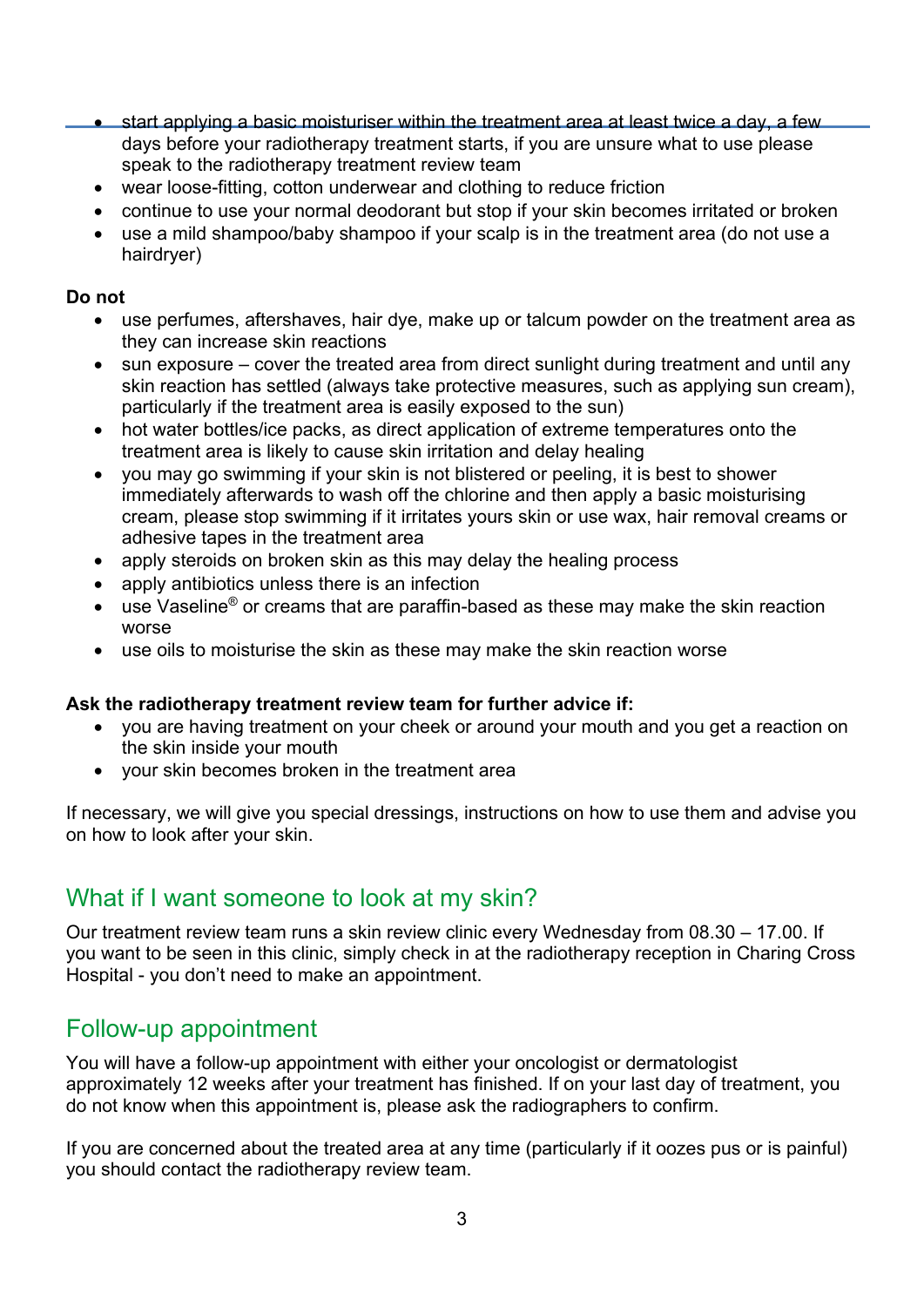- start applying a basic moisturiser within the treatment area at least twice a day, a few days before your radiotherapy treatment starts, if you are unsure what to use please speak to the radiotherapy treatment review team
- wear loose-fitting, cotton underwear and clothing to reduce friction
- continue to use your normal deodorant but stop if your skin becomes irritated or broken
- use a mild shampoo/baby shampoo if your scalp is in the treatment area (do not use a hairdryer)

**Do not**

- use perfumes, aftershaves, hair dye, make up or talcum powder on the treatment area as they can increase skin reactions
- sun exposure – cover the treated area from direct sunlight during treatment and until any skin reaction has settled (always take protective measures, such as applying sun cream), particularly if the treatment area is easily exposed to the sun)
- hot water bottles/ice packs, as direct application of extreme temperatures onto the treatment area is likely to cause skin irritation and delay healing
- you may go swimming if your skin is not blistered or peeling, it is best to shower immediately afterwards to wash off the chlorine and then apply a basic moisturising cream, please stop swimming if it irritates yours skin or use wax, hair removal creams or adhesive tapes in the treatment area
- apply steroids on broken skin as this may delay the healing process
- apply antibiotics unless there is an infection
- use Vaseline® or creams that are paraffin-based as these may make the skin reaction worse
- use oils to moisturise the skin as these may make the skin reaction worse

**Ask the radiotherapy treatment review team for further advice if:**

- you are having treatment on your cheek or around your mouth and you get a reaction on the skin inside your mouth
- your skin becomes broken in the treatment area

If necessary, we will give you special dressings, instructions on how to use them and advise you on how to look after your skin.

## What if I want someone to look at my skin?

Our treatment review team runs a skin review clinic every Wednesday from 08.30 – 17.00. If you want to be seen in this clinic, simply check in at the radiotherapy reception in Charing Cross Hospital - you don't need to make an appointment.

## Follow-up appointment

You will have a follow-up appointment with either your oncologist or dermatologist approximately 12 weeks after your treatment has finished. If on your last day of treatment, you do not know when this appointment is, please ask the radiographers to confirm.

If you are concerned about the treated area at any time (particularly if it oozes pus or is painful) you should contact the radiotherapy review team.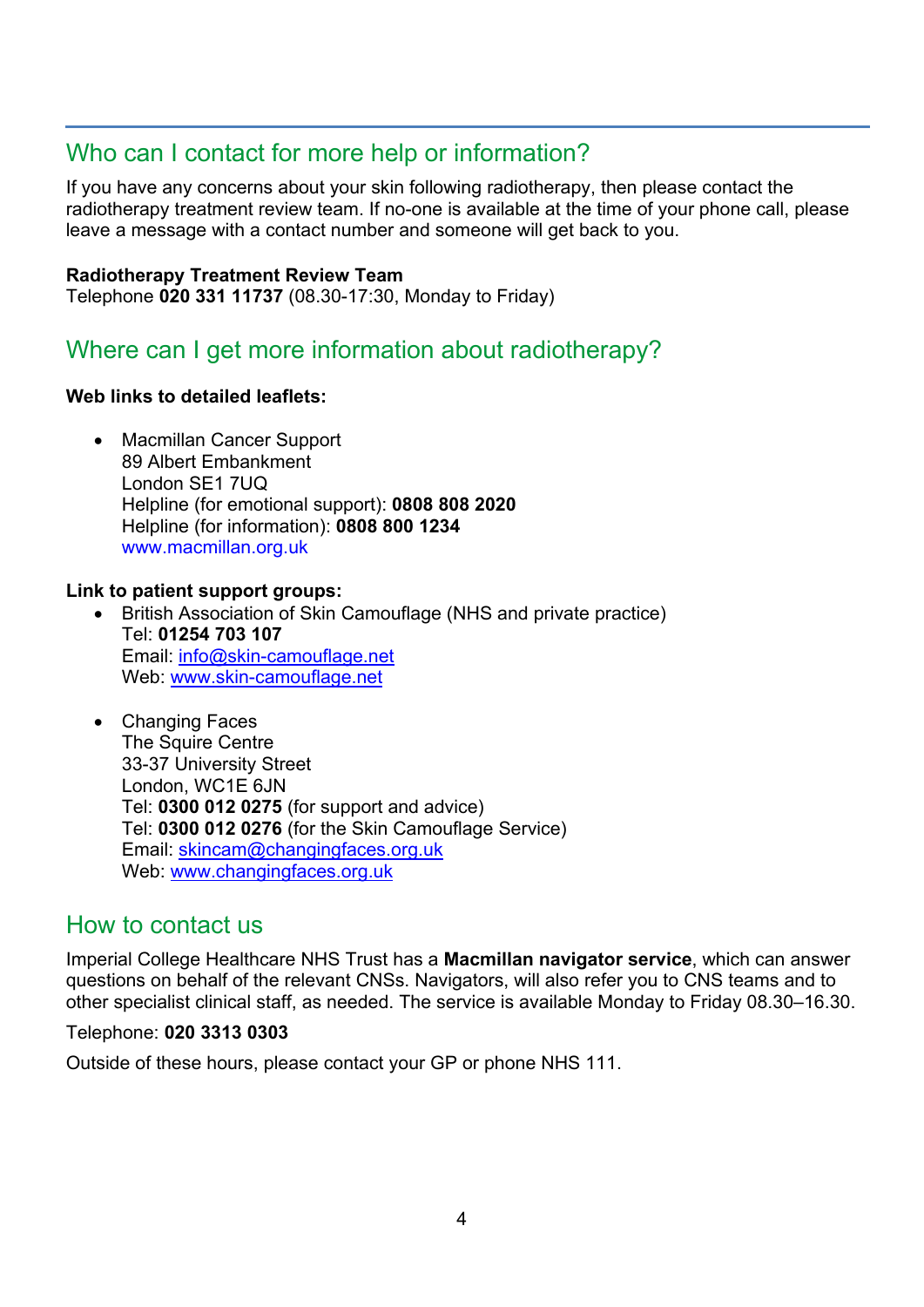## Who can I contact for more help or information?

If you have any concerns about your skin following radiotherapy, then please contact the radiotherapy treatment review team. If no-one is available at the time of your phone call, please leave a message with a contact number and someone will get back to you.

**Radiotherapy Treatment Review Team**
Telephone **020 331 11737** (08.30-17:30, Monday to Friday)

## Where can I get more information about radiotherapy?

**Web links to detailed leaflets:**

- Macmillan Cancer Support
  89 Albert Embankment
  London SE1 7UQ
  Helpline (for emotional support): **0808 808 2020**
  Helpline (for information): **0808 800 1234**
  www.macmillan.org.uk

**Link to patient support groups:**

- British Association of Skin Camouflage (NHS and private practice)
  Tel: **01254 703 107**
  Email: info@skin-camouflage.net
  Web: www.skin-camouflage.net

- Changing Faces
  The Squire Centre
  33-37 University Street
  London, WC1E 6JN
  Tel: **0300 012 0275** (for support and advice)
  Tel: **0300 012 0276** (for the Skin Camouflage Service)
  Email: skincam@changingfaces.org.uk
  Web: www.changingfaces.org.uk

## How to contact us

Imperial College Healthcare NHS Trust has a **Macmillan navigator service**, which can answer questions on behalf of the relevant CNSs. Navigators, will also refer you to CNS teams and to other specialist clinical staff, as needed. The service is available Monday to Friday 08.30–16.30.

Telephone: **020 3313 0303**

Outside of these hours, please contact your GP or phone NHS 111.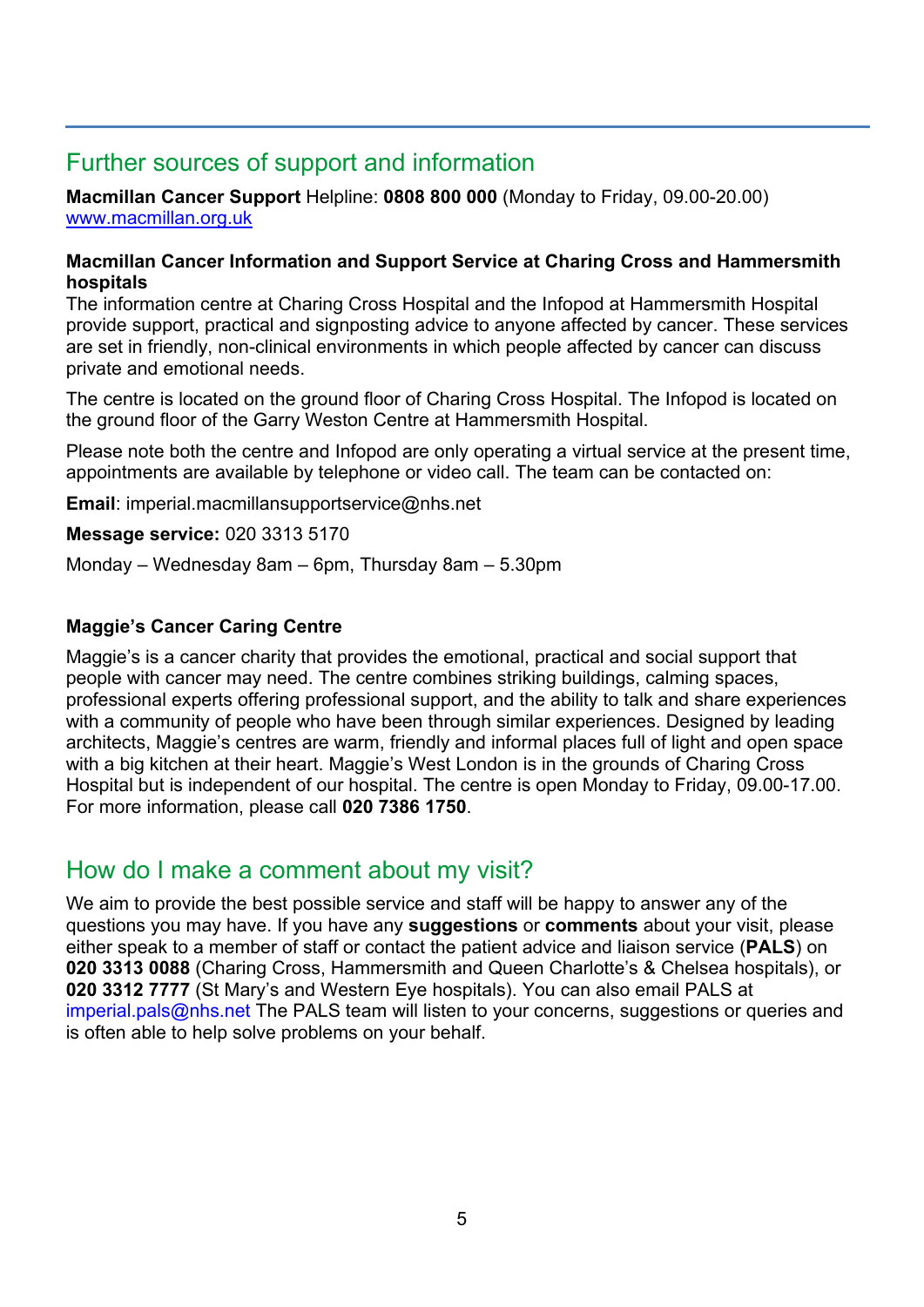## Further sources of support and information

**Macmillan Cancer Support** Helpline: **0808 800 000** (Monday to Friday, 09.00-20.00)
www.macmillan.org.uk

**Macmillan Cancer Information and Support Service at Charing Cross and Hammersmith hospitals**
The information centre at Charing Cross Hospital and the Infopod at Hammersmith Hospital provide support, practical and signposting advice to anyone affected by cancer. These services are set in friendly, non-clinical environments in which people affected by cancer can discuss private and emotional needs.

The centre is located on the ground floor of Charing Cross Hospital. The Infopod is located on the ground floor of the Garry Weston Centre at Hammersmith Hospital.

Please note both the centre and Infopod are only operating a virtual service at the present time, appointments are available by telephone or video call. The team can be contacted on:

**Email**: imperial.macmillansupportservice@nhs.net

**Message service:** 020 3313 5170

Monday – Wednesday 8am – 6pm, Thursday 8am – 5.30pm

**Maggie's Cancer Caring Centre**

Maggie's is a cancer charity that provides the emotional, practical and social support that people with cancer may need. The centre combines striking buildings, calming spaces, professional experts offering professional support, and the ability to talk and share experiences with a community of people who have been through similar experiences. Designed by leading architects, Maggie's centres are warm, friendly and informal places full of light and open space with a big kitchen at their heart. Maggie's West London is in the grounds of Charing Cross Hospital but is independent of our hospital. The centre is open Monday to Friday, 09.00-17.00. For more information, please call **020 7386 1750**.

## How do I make a comment about my visit?

We aim to provide the best possible service and staff will be happy to answer any of the questions you may have. If you have any **suggestions** or **comments** about your visit, please either speak to a member of staff or contact the patient advice and liaison service (**PALS**) on **020 3313 0088** (Charing Cross, Hammersmith and Queen Charlotte's & Chelsea hospitals), or **020 3312 7777** (St Mary's and Western Eye hospitals). You can also email PALS at imperial.pals@nhs.net The PALS team will listen to your concerns, suggestions or queries and is often able to help solve problems on your behalf.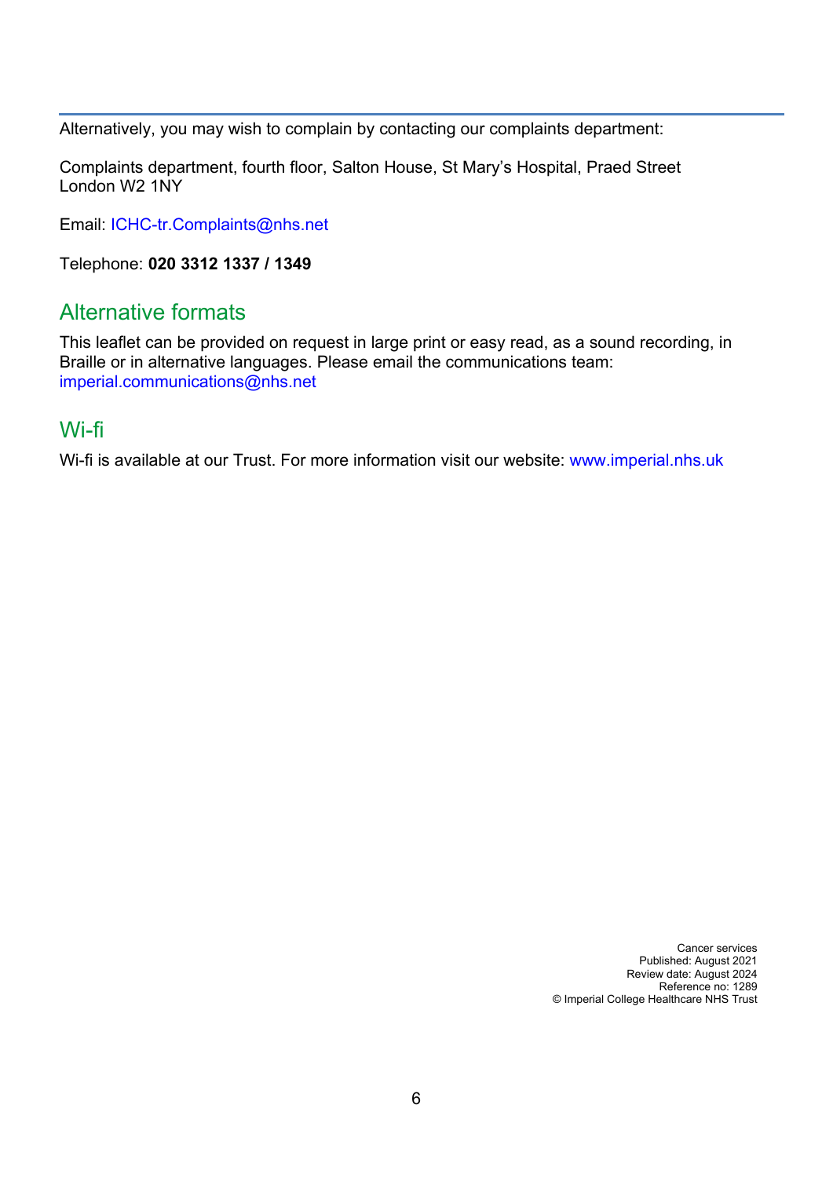Alternatively, you may wish to complain by contacting our complaints department:

Complaints department, fourth floor, Salton House, St Mary's Hospital, Praed Street
London W2 1NY

Email: ICHC-tr.Complaints@nhs.net

Telephone: **020 3312 1337 / 1349**

## Alternative formats

This leaflet can be provided on request in large print or easy read, as a sound recording, in Braille or in alternative languages. Please email the communications team: imperial.communications@nhs.net

## Wi-fi

Wi-fi is available at our Trust. For more information visit our website: www.imperial.nhs.uk

Cancer services
Published: August 2021
Review date: August 2024
Reference no: 1289
© Imperial College Healthcare NHS Trust